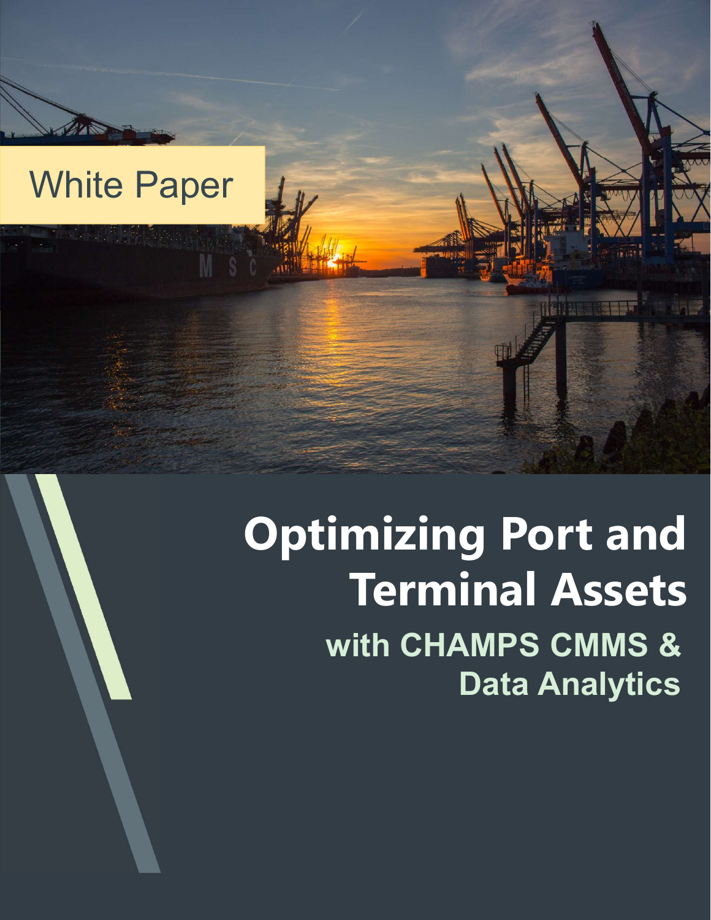White Paper

# Optimizing Port and Terminal Assets

## with CHAMPS CMMS & Data Analytics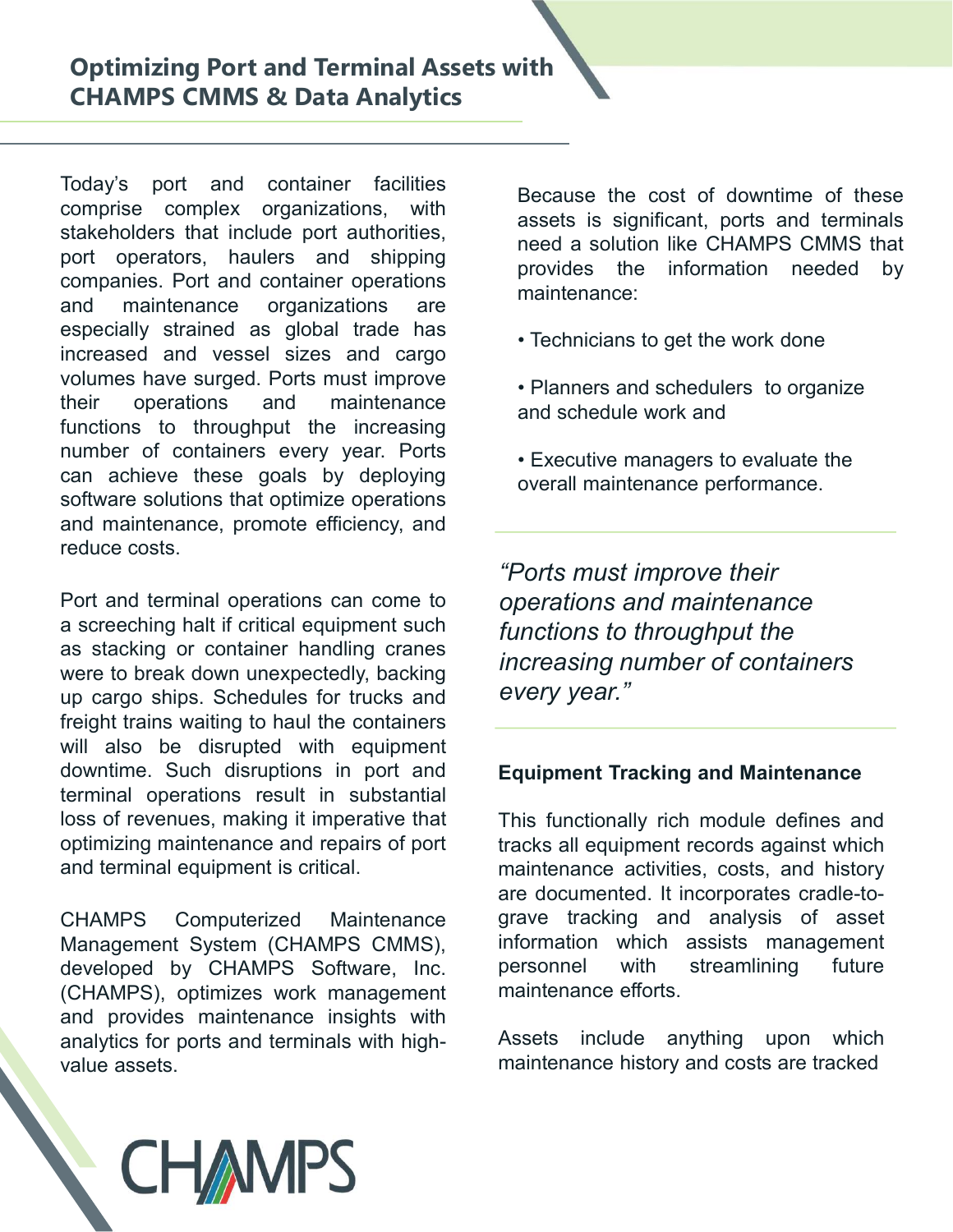## Optimizing Port and Terminal Assets with CHAMPS CMMS & Data Analytics

Today's port and container facilities comprise complex organizations, with stakeholders that include port authorities, port operators, haulers and shipping companies. Port and container operations and maintenance organizations are especially strained as global trade has increased and vessel sizes and cargo volumes have surged. Ports must improve their operations and maintenance functions to throughput the increasing number of containers every year. Ports can achieve these goals by deploying software solutions that optimize operations and maintenance, promote efficiency, and reduce costs.

Port and terminal operations can come to a screeching halt if critical equipment such as stacking or container handling cranes were to break down unexpectedly, backing up cargo ships. Schedules for trucks and freight trains waiting to haul the containers will also be disrupted with equipment downtime. Such disruptions in port and terminal operations result in substantial loss of revenues, making it imperative that optimizing maintenance and repairs of port and terminal equipment is critical.

CHAMPS Computerized Maintenance Management System (CHAMPS CMMS), developed by CHAMPS Software, Inc. (CHAMPS), optimizes work management and provides maintenance insights with analytics for ports and terminals with high-value assets.

Because the cost of downtime of these assets is significant, ports and terminals need a solution like CHAMPS CMMS that provides the information needed by maintenance:

- Technicians to get the work done
- Planners and schedulers to organize and schedule work and
- Executive managers to evaluate the overall maintenance performance.

*"Ports must improve their operations and maintenance functions to throughput the increasing number of containers every year."*

### Equipment Tracking and Maintenance

This functionally rich module defines and tracks all equipment records against which maintenance activities, costs, and history are documented. It incorporates cradle-to-grave tracking and analysis of asset information which assists management personnel with streamlining future maintenance efforts.

Assets include anything upon which maintenance history and costs are tracked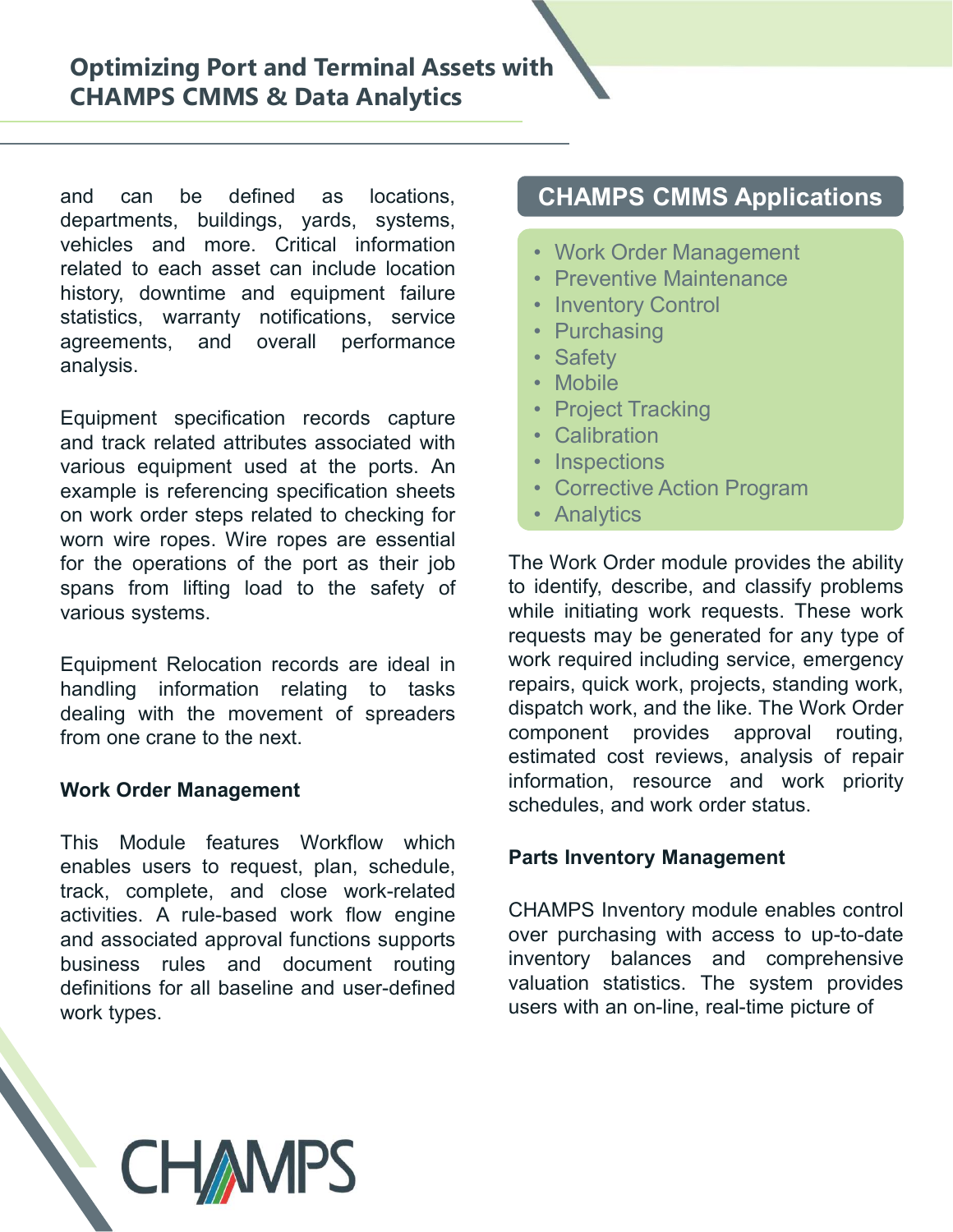and can be defined as locations, departments, buildings, yards, systems, vehicles and more. Critical information related to each asset can include location history, downtime and equipment failure statistics, warranty notifications, service agreements, and overall performance analysis.

Equipment specification records capture and track related attributes associated with various equipment used at the ports. An example is referencing specification sheets on work order steps related to checking for worn wire ropes. Wire ropes are essential for the operations of the port as their job spans from lifting load to the safety of various systems.

Equipment Relocation records are ideal in handling information relating to tasks dealing with the movement of spreaders from one crane to the next.

**Work Order Management**

This Module features Workflow which enables users to request, plan, schedule, track, complete, and close work-related activities. A rule-based work flow engine and associated approval functions supports business rules and document routing definitions for all baseline and user-defined work types.

## CHAMPS CMMS Applications

- Work Order Management
- Preventive Maintenance
- Inventory Control
- Purchasing
- Safety
- Mobile
- Project Tracking
- Calibration
- Inspections
- Corrective Action Program
- Analytics

The Work Order module provides the ability to identify, describe, and classify problems while initiating work requests. These work requests may be generated for any type of work required including service, emergency repairs, quick work, projects, standing work, dispatch work, and the like. The Work Order component provides approval routing, estimated cost reviews, analysis of repair information, resource and work priority schedules, and work order status.

**Parts Inventory Management**

CHAMPS Inventory module enables control over purchasing with access to up-to-date inventory balances and comprehensive valuation statistics. The system provides users with an on-line, real-time picture of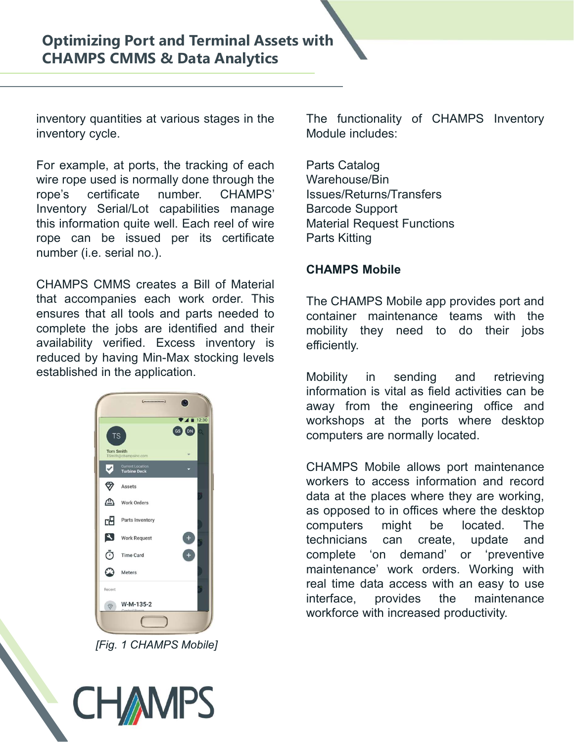inventory quantities at various stages in the inventory cycle.

For example, at ports, the tracking of each wire rope used is normally done through the rope's certificate number. CHAMPS' Inventory Serial/Lot capabilities manage this information quite well. Each reel of wire rope can be issued per its certificate number (i.e. serial no.).

CHAMPS CMMS creates a Bill of Material that accompanies each work order. This ensures that all tools and parts needed to complete the jobs are identified and their availability verified. Excess inventory is reduced by having Min-Max stocking levels established in the application.

*[Fig. 1 CHAMPS Mobile]*

The functionality of CHAMPS Inventory Module includes:

Parts Catalog
Warehouse/Bin
Issues/Returns/Transfers
Barcode Support
Material Request Functions
Parts Kitting

**CHAMPS Mobile**

The CHAMPS Mobile app provides port and container maintenance teams with the mobility they need to do their jobs efficiently.

Mobility in sending and retrieving information is vital as field activities can be away from the engineering office and workshops at the ports where desktop computers are normally located.

CHAMPS Mobile allows port maintenance workers to access information and record data at the places where they are working, as opposed to in offices where the desktop computers might be located. The technicians can create, update and complete 'on demand' or 'preventive maintenance' work orders. Working with real time data access with an easy to use interface, provides the maintenance workforce with increased productivity.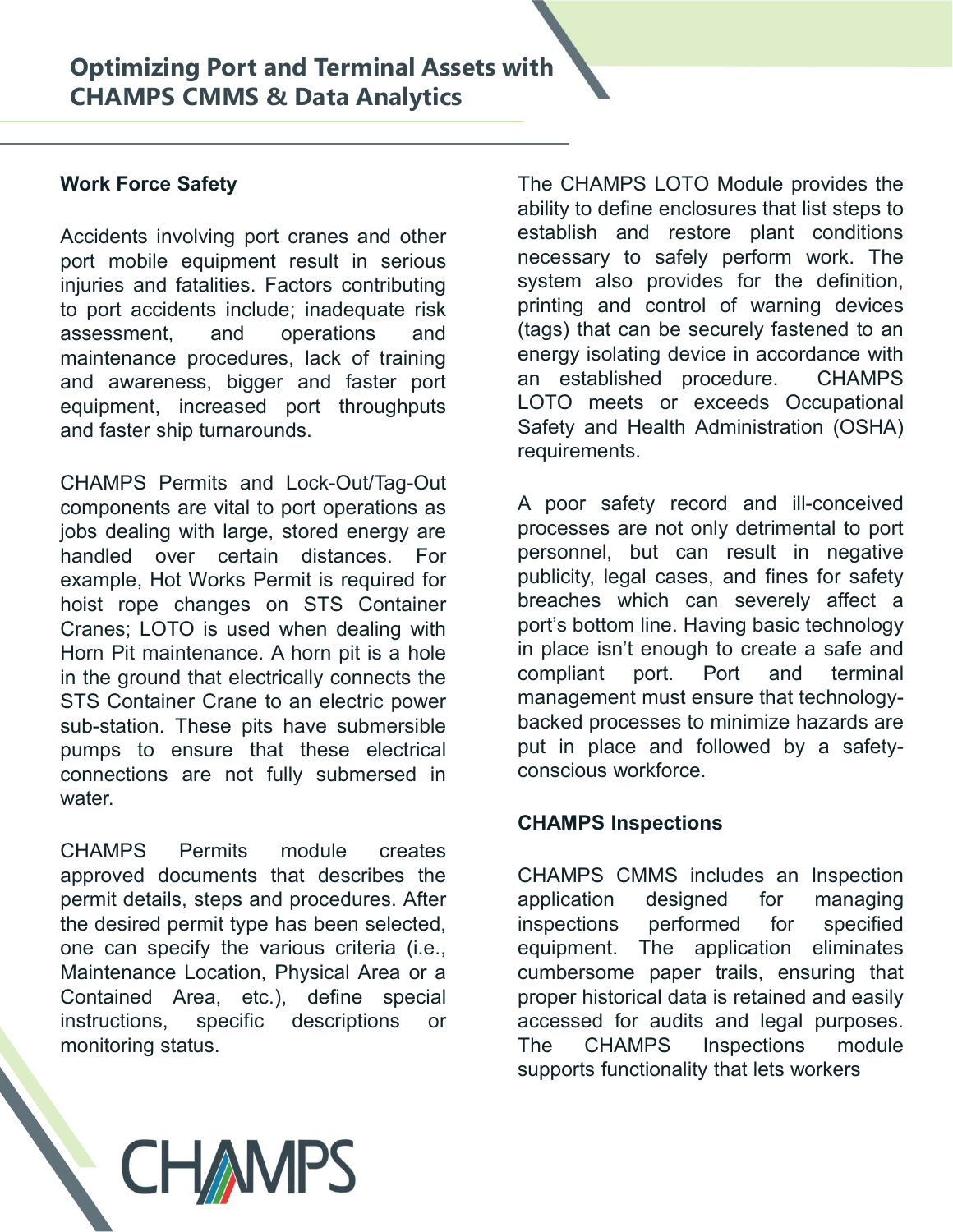## Work Force Safety

Accidents involving port cranes and other port mobile equipment result in serious injuries and fatalities. Factors contributing to port accidents include; inadequate risk assessment, and operations and maintenance procedures, lack of training and awareness, bigger and faster port equipment, increased port throughputs and faster ship turnarounds.

CHAMPS Permits and Lock-Out/Tag-Out components are vital to port operations as jobs dealing with large, stored energy are handled over certain distances. For example, Hot Works Permit is required for hoist rope changes on STS Container Cranes; LOTO is used when dealing with Horn Pit maintenance. A horn pit is a hole in the ground that electrically connects the STS Container Crane to an electric power sub-station. These pits have submersible pumps to ensure that these electrical connections are not fully submersed in water.

CHAMPS Permits module creates approved documents that describes the permit details, steps and procedures. After the desired permit type has been selected, one can specify the various criteria (i.e., Maintenance Location, Physical Area or a Contained Area, etc.), define special instructions, specific descriptions or monitoring status.

The CHAMPS LOTO Module provides the ability to define enclosures that list steps to establish and restore plant conditions necessary to safely perform work. The system also provides for the definition, printing and control of warning devices (tags) that can be securely fastened to an energy isolating device in accordance with an established procedure. CHAMPS LOTO meets or exceeds Occupational Safety and Health Administration (OSHA) requirements.

A poor safety record and ill-conceived processes are not only detrimental to port personnel, but can result in negative publicity, legal cases, and fines for safety breaches which can severely affect a port's bottom line. Having basic technology in place isn't enough to create a safe and compliant port. Port and terminal management must ensure that technology-backed processes to minimize hazards are put in place and followed by a safety-conscious workforce.

## CHAMPS Inspections

CHAMPS CMMS includes an Inspection application designed for managing inspections performed for specified equipment. The application eliminates cumbersome paper trails, ensuring that proper historical data is retained and easily accessed for audits and legal purposes. The CHAMPS Inspections module supports functionality that lets workers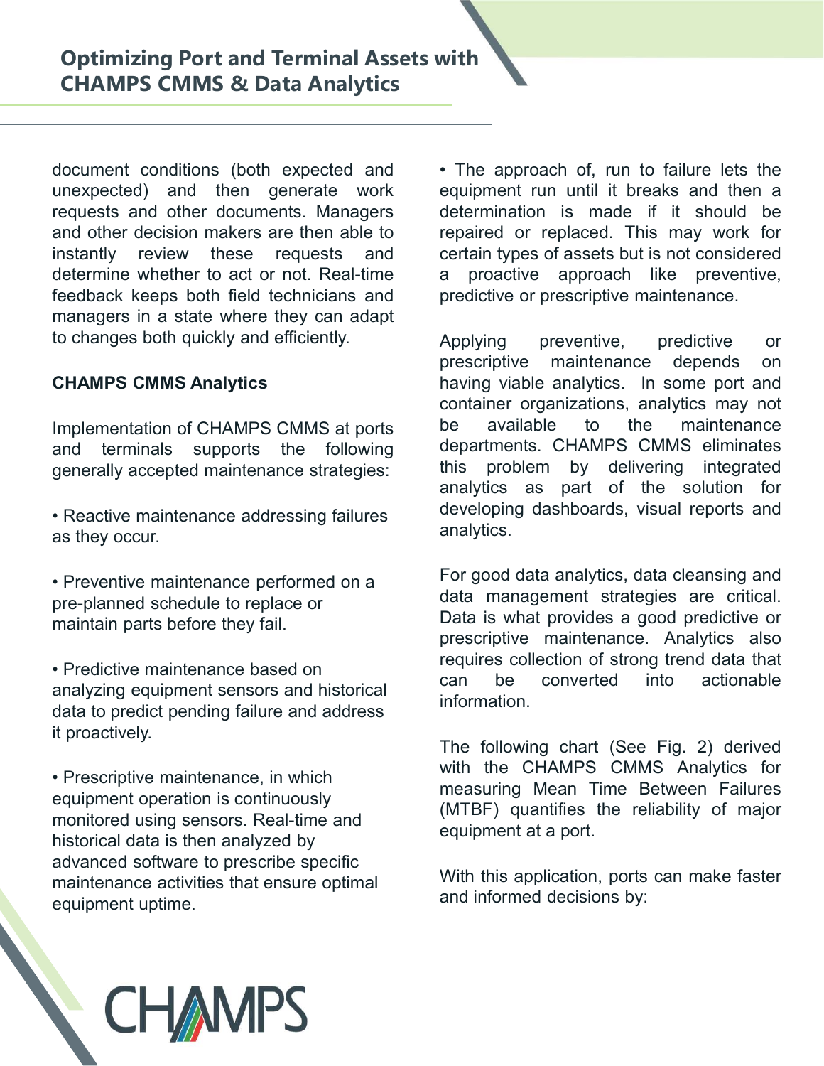document conditions (both expected and unexpected) and then generate work requests and other documents. Managers and other decision makers are then able to instantly review these requests and determine whether to act or not. Real-time feedback keeps both field technicians and managers in a state where they can adapt to changes both quickly and efficiently.

**CHAMPS CMMS Analytics**

Implementation of CHAMPS CMMS at ports and terminals supports the following generally accepted maintenance strategies:

- Reactive maintenance addressing failures as they occur.

- Preventive maintenance performed on a pre-planned schedule to replace or maintain parts before they fail.

- Predictive maintenance based on analyzing equipment sensors and historical data to predict pending failure and address it proactively.

- Prescriptive maintenance, in which equipment operation is continuously monitored using sensors. Real-time and historical data is then analyzed by advanced software to prescribe specific maintenance activities that ensure optimal equipment uptime.

- The approach of, run to failure lets the equipment run until it breaks and then a determination is made if it should be repaired or replaced. This may work for certain types of assets but is not considered a proactive approach like preventive, predictive or prescriptive maintenance.

Applying preventive, predictive or prescriptive maintenance depends on having viable analytics. In some port and container organizations, analytics may not be available to the maintenance departments. CHAMPS CMMS eliminates this problem by delivering integrated analytics as part of the solution for developing dashboards, visual reports and analytics.

For good data analytics, data cleansing and data management strategies are critical. Data is what provides a good predictive or prescriptive maintenance. Analytics also requires collection of strong trend data that can be converted into actionable information.

The following chart (See Fig. 2) derived with the CHAMPS CMMS Analytics for measuring Mean Time Between Failures (MTBF) quantifies the reliability of major equipment at a port.

With this application, ports can make faster and informed decisions by: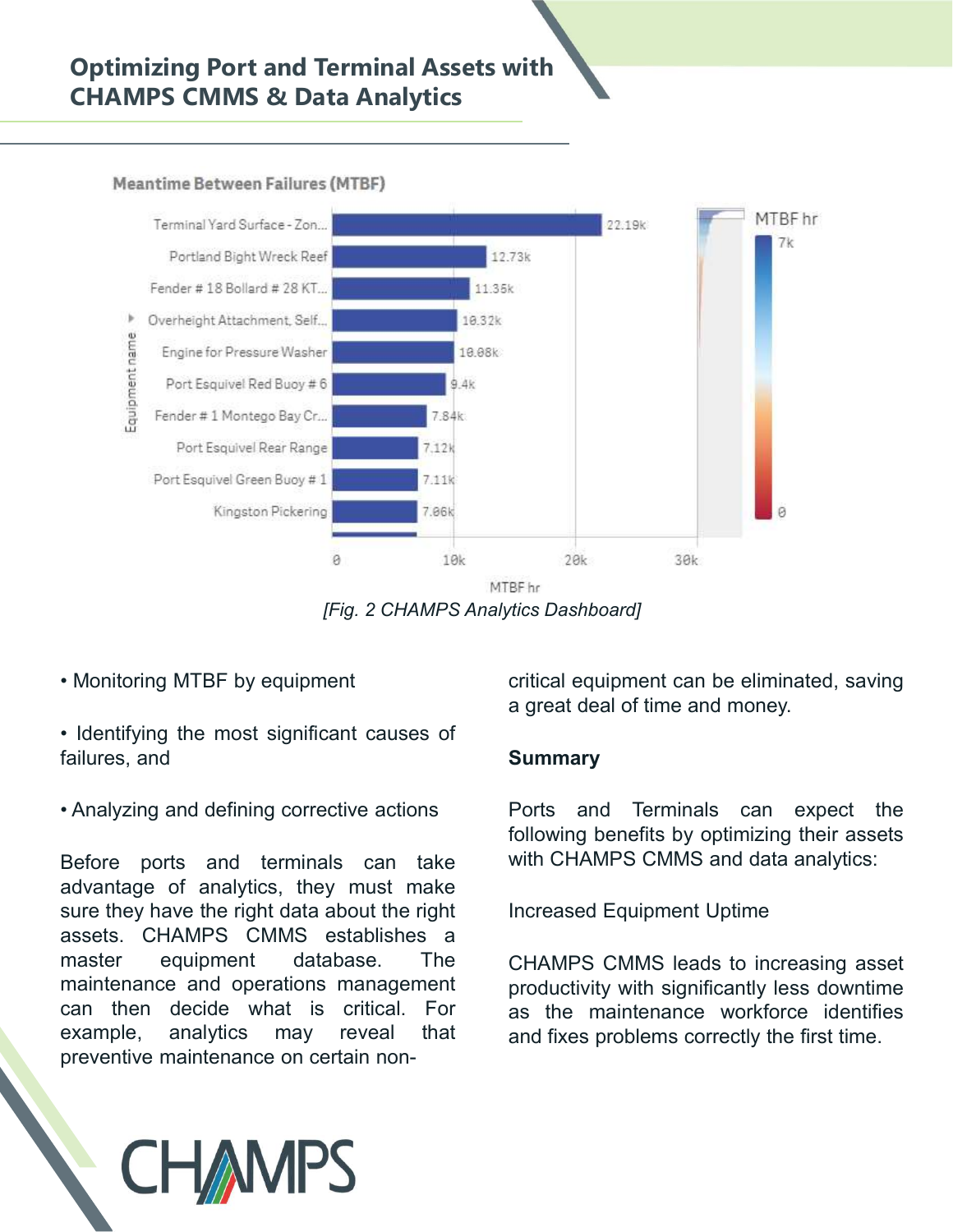## Optimizing Port and Terminal Assets with CHAMPS CMMS & Data Analytics

**Meantime Between Failures (MTBF)**

| Equipment name | MTBF hr |
| --- | --- |
| Terminal Yard Surface - Zon... | 22.19k |
| Portland Bight Wreck Reef | 12.73k |
| Fender # 18 Bollard # 28 KT... | 11.35k |
| Overheight Attachment, Self... | 10.32k |
| Engine for Pressure Washer | 10.08k |
| Port Esquivel Red Buoy # 6 | 9.4k |
| Fender # 1 Montego Bay Cr... | 7.84k |
| Port Esquivel Rear Range | 7.12k |
| Port Esquivel Green Buoy # 1 | 7.11k |
| Kingston Pickering | 7.06k |

*[Fig. 2 CHAMPS Analytics Dashboard]*

- Monitoring MTBF by equipment
- Identifying the most significant causes of failures, and
- Analyzing and defining corrective actions

Before ports and terminals can take advantage of analytics, they must make sure they have the right data about the right assets. CHAMPS CMMS establishes a master equipment database. The maintenance and operations management can then decide what is critical. For example, analytics may reveal that preventive maintenance on certain non-critical equipment can be eliminated, saving a great deal of time and money.

**Summary**

Ports and Terminals can expect the following benefits by optimizing their assets with CHAMPS CMMS and data analytics:

Increased Equipment Uptime

CHAMPS CMMS leads to increasing asset productivity with significantly less downtime as the maintenance workforce identifies and fixes problems correctly the first time.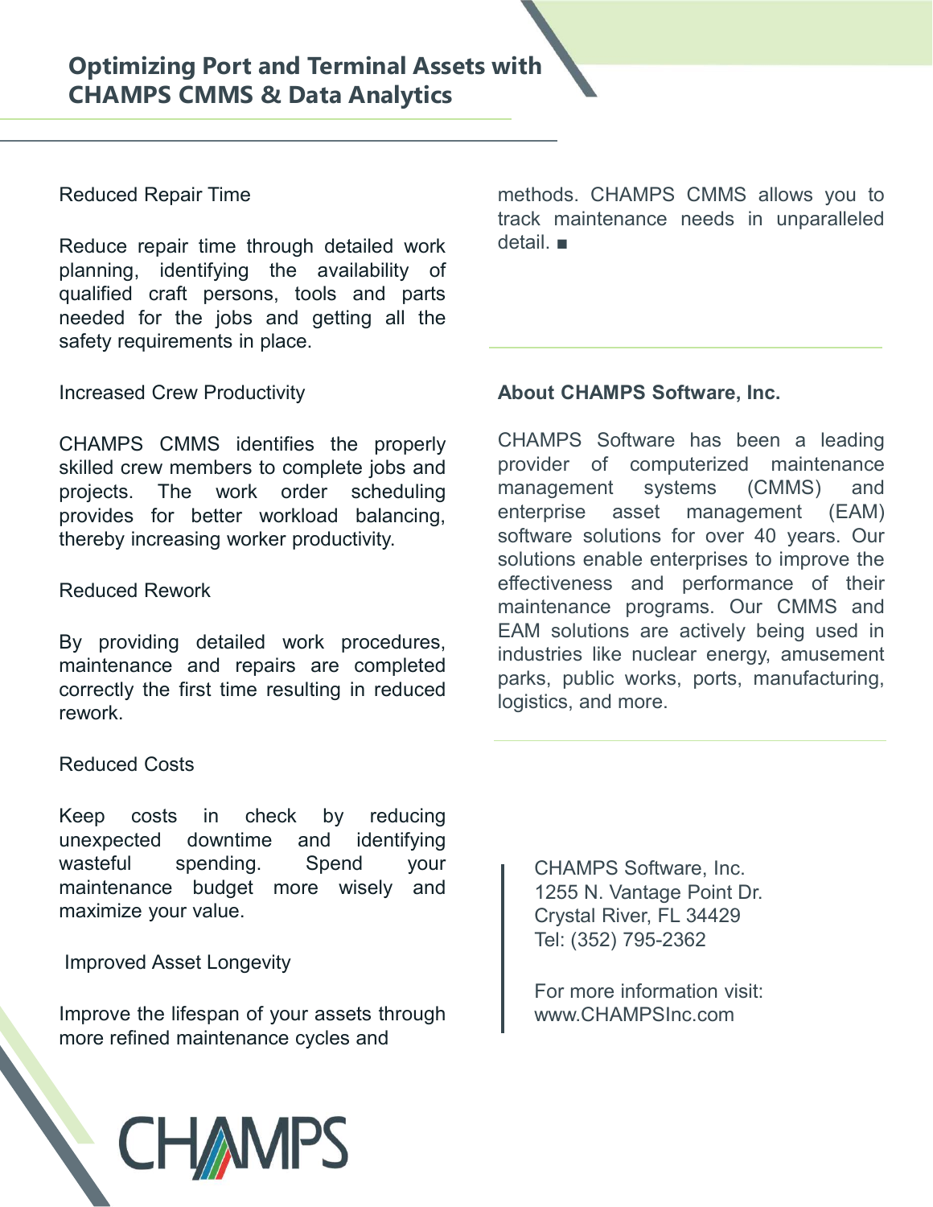# Optimizing Port and Terminal Assets with CHAMPS CMMS & Data Analytics

Reduced Repair Time

Reduce repair time through detailed work planning, identifying the availability of qualified craft persons, tools and parts needed for the jobs and getting all the safety requirements in place.

Increased Crew Productivity

CHAMPS CMMS identifies the properly skilled crew members to complete jobs and projects. The work order scheduling provides for better workload balancing, thereby increasing worker productivity.

Reduced Rework

By providing detailed work procedures, maintenance and repairs are completed correctly the first time resulting in reduced rework.

Reduced Costs

Keep costs in check by reducing unexpected downtime and identifying wasteful spending. Spend your maintenance budget more wisely and maximize your value.

Improved Asset Longevity

Improve the lifespan of your assets through more refined maintenance cycles and methods. CHAMPS CMMS allows you to track maintenance needs in unparalleled detail. ■

**About CHAMPS Software, Inc.**

CHAMPS Software has been a leading provider of computerized maintenance management systems (CMMS) and enterprise asset management (EAM) software solutions for over 40 years. Our solutions enable enterprises to improve the effectiveness and performance of their maintenance programs. Our CMMS and EAM solutions are actively being used in industries like nuclear energy, amusement parks, public works, ports, manufacturing, logistics, and more.

CHAMPS Software, Inc.
1255 N. Vantage Point Dr.
Crystal River, FL 34429
Tel: (352) 795-2362

For more information visit:
www.CHAMPSInc.com

CHAMPS